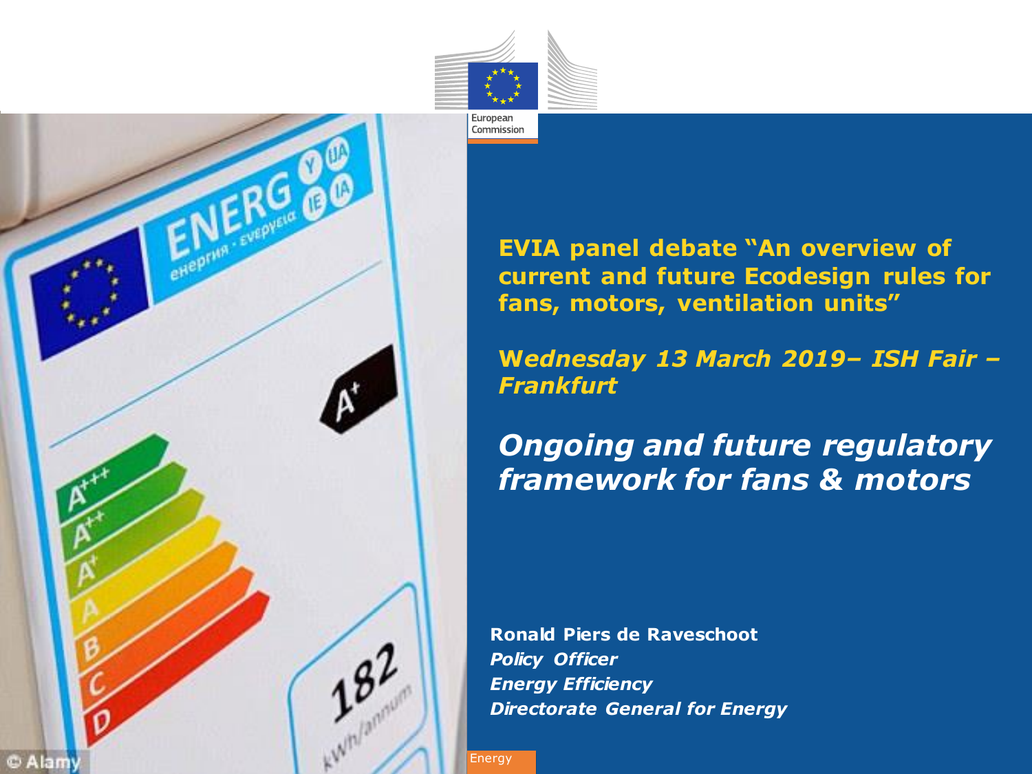**EVIA panel debate "An overview of current and future Ecodesign rules for fans, motors, ventilation units"**

***Wednesday 13 March 2019– ISH Fair – Frankfurt***

# *Ongoing and future regulatory framework for fans & motors*

**Ronald Piers de Raveschoot**
***Policy Officer***
***Energy Efficiency***
***Directorate General for Energy***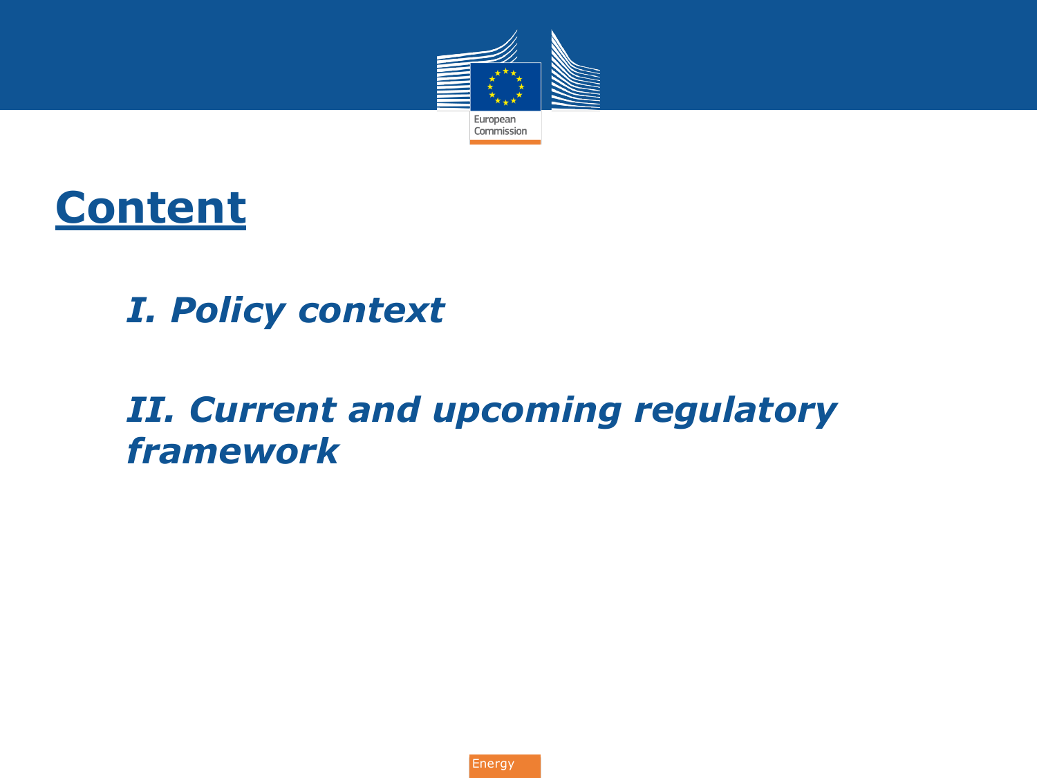# Content

*I. Policy context*

*II. Current and upcoming regulatory framework*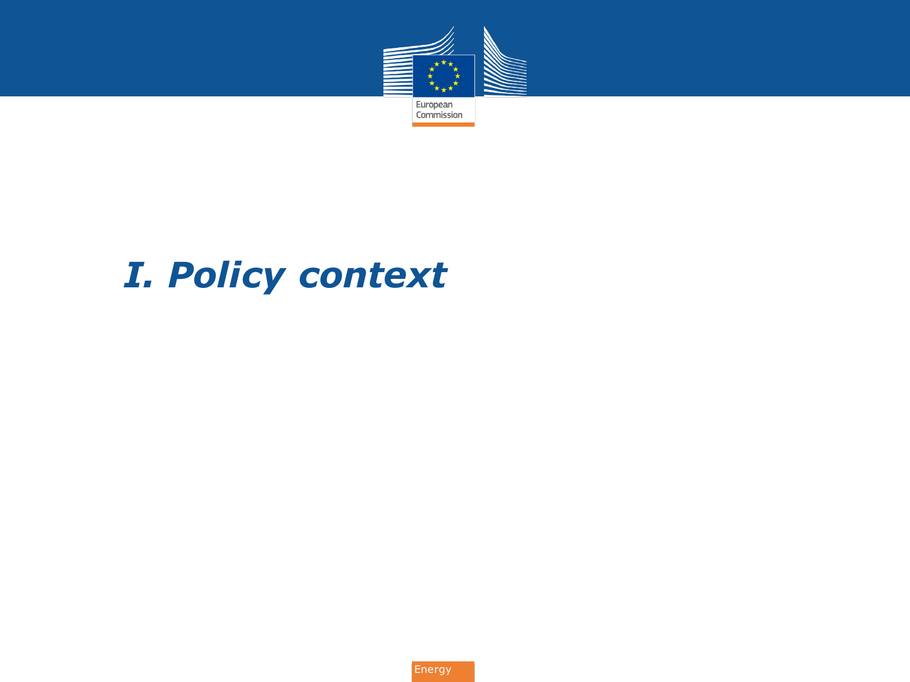# *I. Policy context*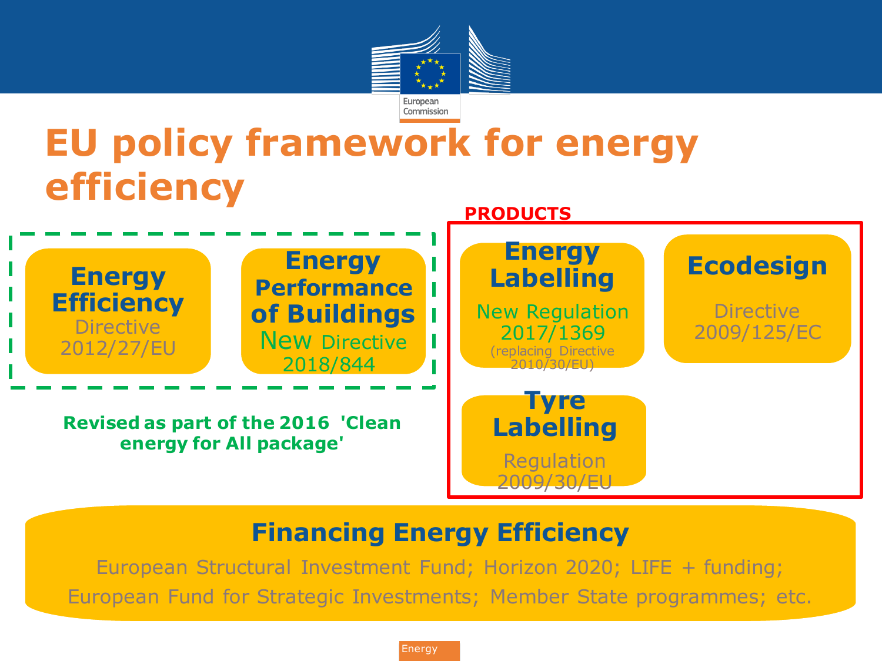# EU policy framework for energy efficiency

**Energy Efficiency**
Directive
2012/27/EU

**Energy Performance of Buildings**
New Directive
2018/844

**Revised as part of the 2016 'Clean energy for All package'**

**PRODUCTS**

**Energy Labelling**
New Regulation
2017/1369
(replacing Directive 2010/30/EU)

**Ecodesign**
Directive
2009/125/EC

**Tyre Labelling**
Regulation
2009/30/EU

**Financing Energy Efficiency**

European Structural Investment Fund; Horizon 2020; LIFE + funding; European Fund for Strategic Investments; Member State programmes; etc.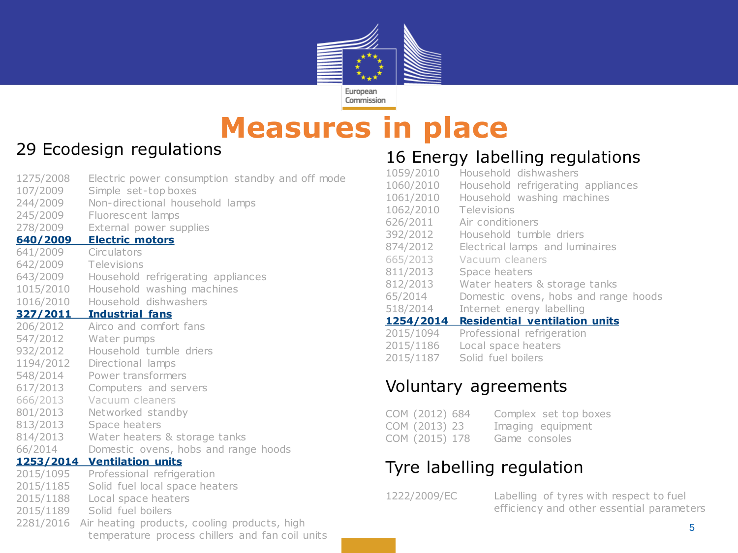# Measures in place

## 29 Ecodesign regulations

| | |
|---|---|
| 1275/2008 | Electric power consumption standby and off mode |
| 107/2009 | Simple set-top boxes |
| 244/2009 | Non-directional household lamps |
| 245/2009 | Fluorescent lamps |
| 278/2009 | External power supplies |
| **640/2009** | **Electric motors** |
| 641/2009 | Circulators |
| 642/2009 | Televisions |
| 643/2009 | Household refrigerating appliances |
| 1015/2010 | Household washing machines |
| 1016/2010 | Household dishwashers |
| **327/2011** | **Industrial fans** |
| 206/2012 | Airco and comfort fans |
| 547/2012 | Water pumps |
| 932/2012 | Household tumble driers |
| 1194/2012 | Directional lamps |
| 548/2014 | Power transformers |
| 617/2013 | Computers and servers |
| 666/2013 | Vacuum cleaners |
| 801/2013 | Networked standby |
| 813/2013 | Space heaters |
| 814/2013 | Water heaters & storage tanks |
| 66/2014 | Domestic ovens, hobs and range hoods |
| **1253/2014** | **Ventilation units** |
| 2015/1095 | Professional refrigeration |
| 2015/1185 | Solid fuel local space heaters |
| 2015/1188 | Local space heaters |
| 2015/1189 | Solid fuel boilers |
| 2281/2016 | Air heating products, cooling products, high temperature process chillers and fan coil units |

## 16 Energy labelling regulations

| | |
|---|---|
| 1059/2010 | Household dishwashers |
| 1060/2010 | Household refrigerating appliances |
| 1061/2010 | Household washing machines |
| 1062/2010 | Televisions |
| 626/2011 | Air conditioners |
| 392/2012 | Household tumble driers |
| 874/2012 | Electrical lamps and luminaires |
| 665/2013 | Vacuum cleaners |
| 811/2013 | Space heaters |
| 812/2013 | Water heaters & storage tanks |
| 65/2014 | Domestic ovens, hobs and range hoods |
| 518/2014 | Internet energy labelling |
| **1254/2014** | **Residential ventilation units** |
| 2015/1094 | Professional refrigeration |
| 2015/1186 | Local space heaters |
| 2015/1187 | Solid fuel boilers |

## Voluntary agreements

| | |
|---|---|
| COM (2012) 684 | Complex set top boxes |
| COM (2013) 23 | Imaging equipment |
| COM (2015) 178 | Game consoles |

## Tyre labelling regulation

| | |
|---|---|
| 1222/2009/EC | Labelling of tyres with respect to fuel efficiency and other essential parameters |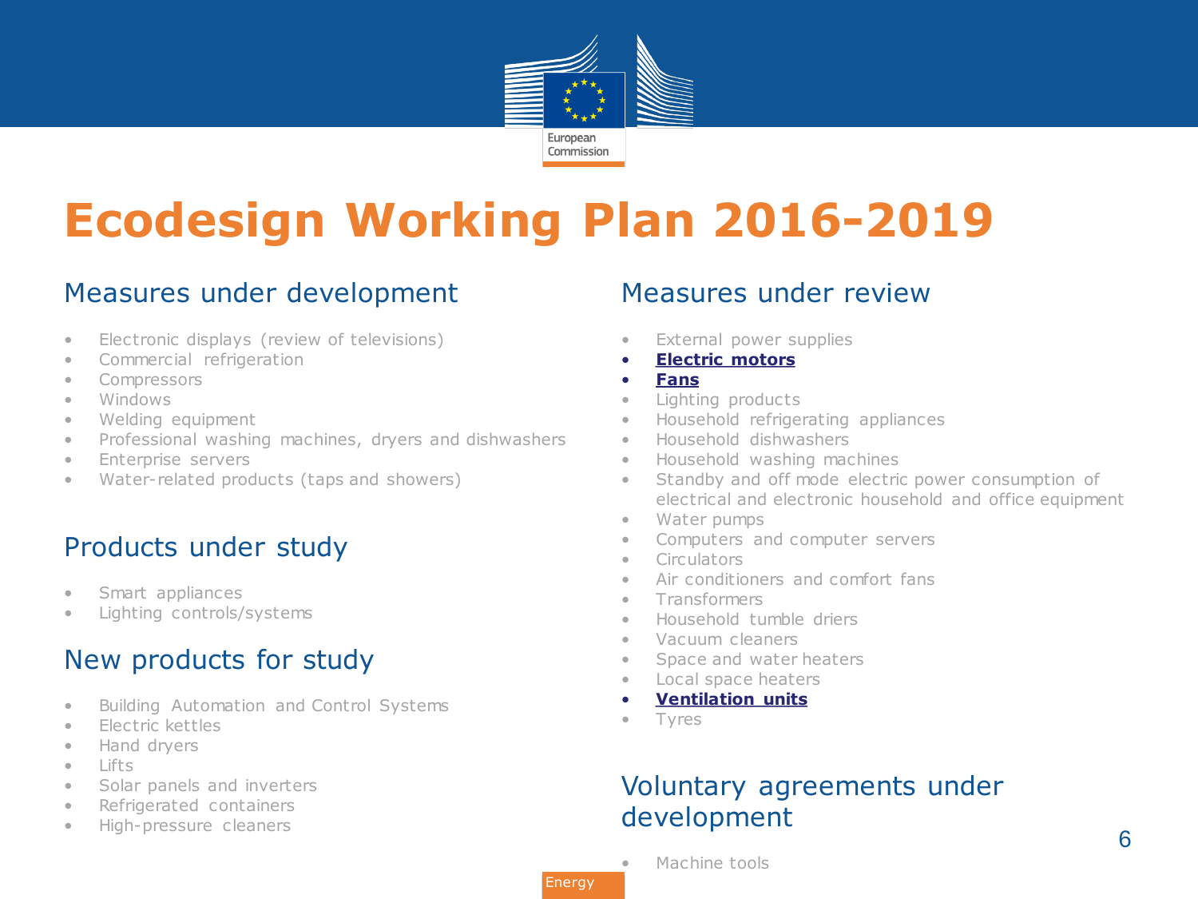# Ecodesign Working Plan 2016-2019

## Measures under development

- Electronic displays (review of televisions)
- Commercial refrigeration
- Compressors
- Windows
- Welding equipment
- Professional washing machines, dryers and dishwashers
- Enterprise servers
- Water-related products (taps and showers)

## Products under study

- Smart appliances
- Lighting controls/systems

## New products for study

- Building Automation and Control Systems
- Electric kettles
- Hand dryers
- Lifts
- Solar panels and inverters
- Refrigerated containers
- High-pressure cleaners

## Measures under review

- External power supplies
- **Electric motors**
- **Fans**
- Lighting products
- Household refrigerating appliances
- Household dishwashers
- Household washing machines
- Standby and off mode electric power consumption of electrical and electronic household and office equipment
- Water pumps
- Computers and computer servers
- Circulators
- Air conditioners and comfort fans
- Transformers
- Household tumble driers
- Vacuum cleaners
- Space and water heaters
- Local space heaters
- **Ventilation units**
- Tyres

## Voluntary agreements under development

- Machine tools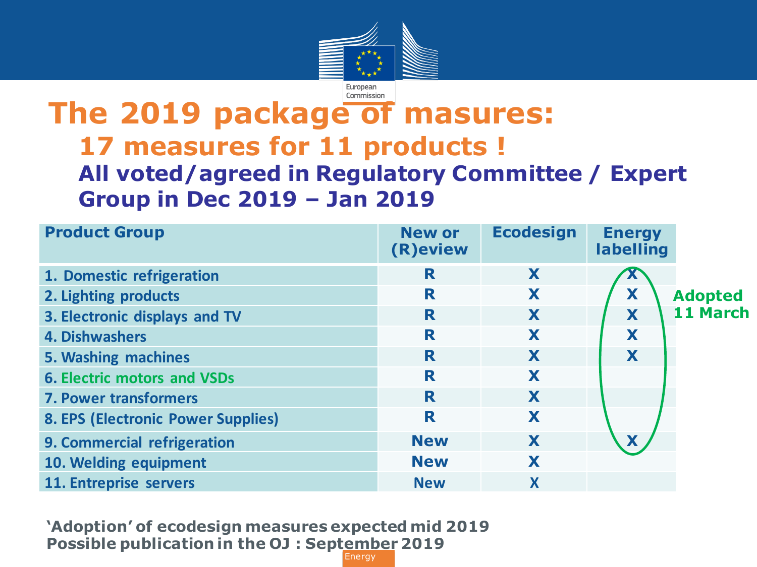# The 2019 package of masures:

## 17 measures for 11 products !

### All voted/agreed in Regulatory Committee / Expert Group in Dec 2019 – Jan 2019

| Product Group | New or (R)eview | Ecodesign | Energy labelling |
|---|---|---|---|
| 1. Domestic refrigeration | R | X | X |
| 2. Lighting products | R | X | X |
| 3. Electronic displays and TV | R | X | X |
| 4. Dishwashers | R | X | X |
| 5. Washing machines | R | X | X |
| 6. Electric motors and VSDs | R | X | |
| 7. Power transformers | R | X | |
| 8. EPS (Electronic Power Supplies) | R | X | |
| 9. Commercial refrigeration | New | X | X |
| 10. Welding equipment | New | X | |
| 11. Entreprise servers | New | X | |

Adopted 11 March

**'Adoption' of ecodesign measures expected mid 2019**
**Possible publication in the OJ : September 2019**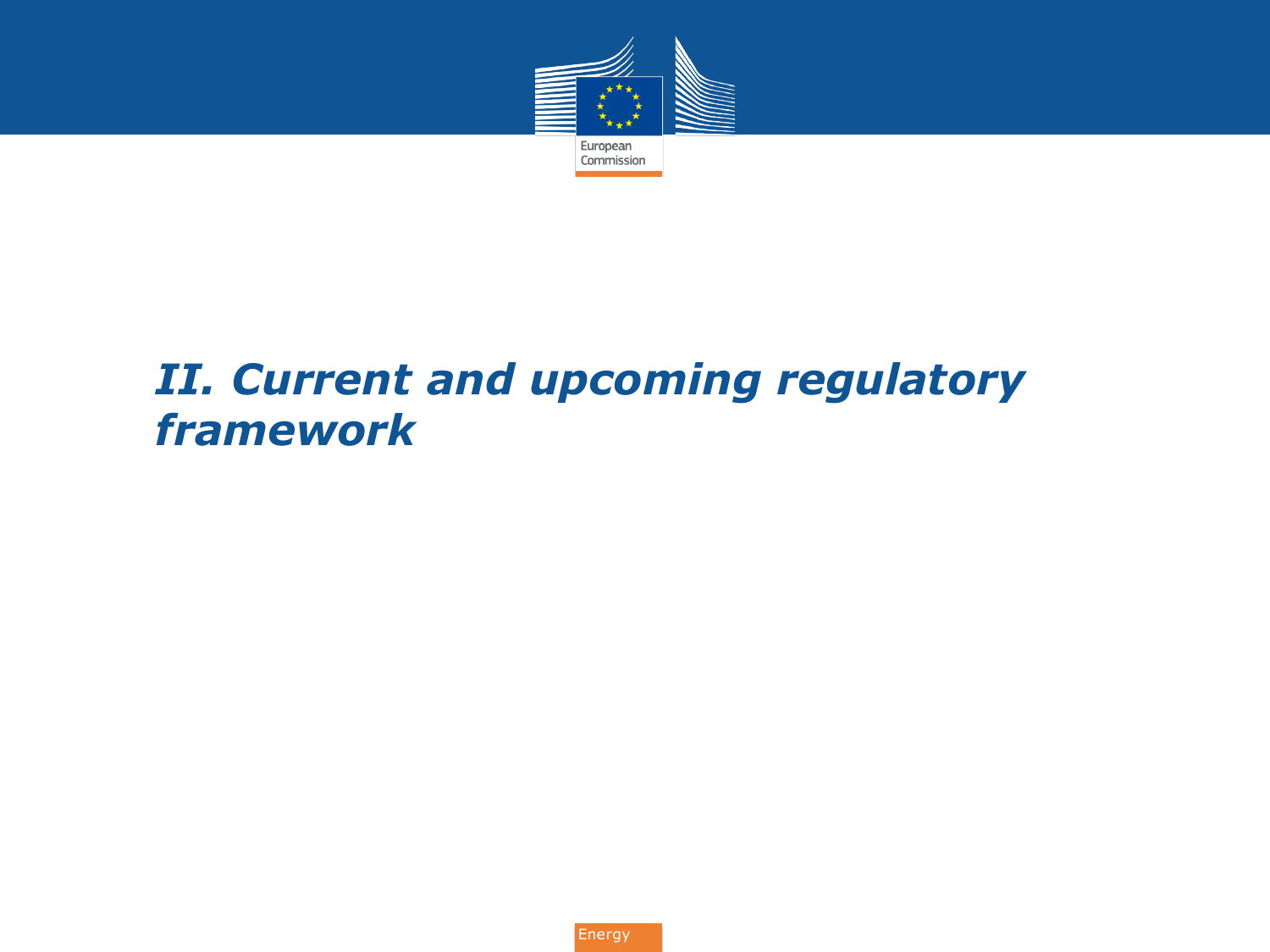# *II. Current and upcoming regulatory framework*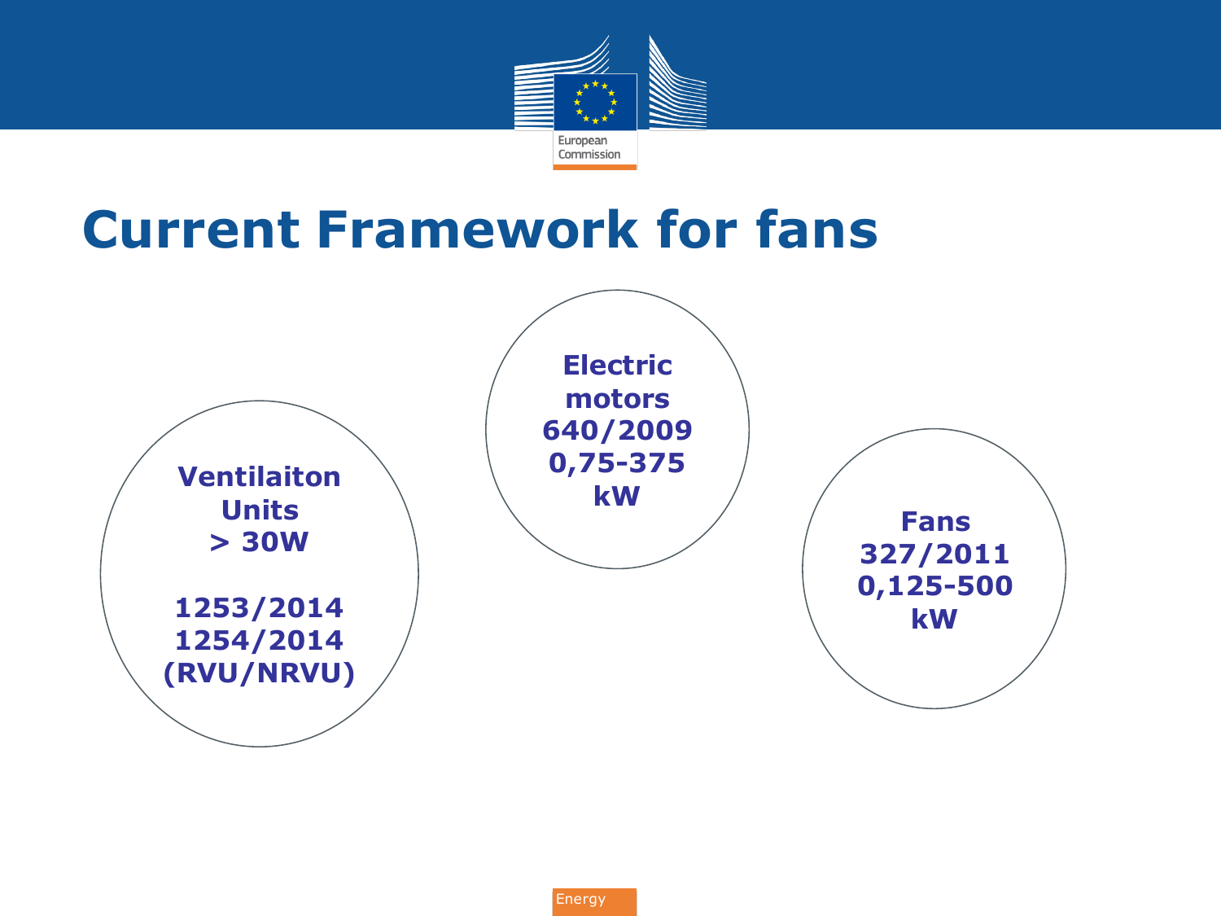# Current Framework for fans

**Ventilaiton Units**
**> 30W**

**1253/2014**
**1254/2014**
**(RVU/NRVU)**

**Electric motors**
**640/2009**
**0,75-375 kW**

**Fans**
**327/2011**
**0,125-500 kW**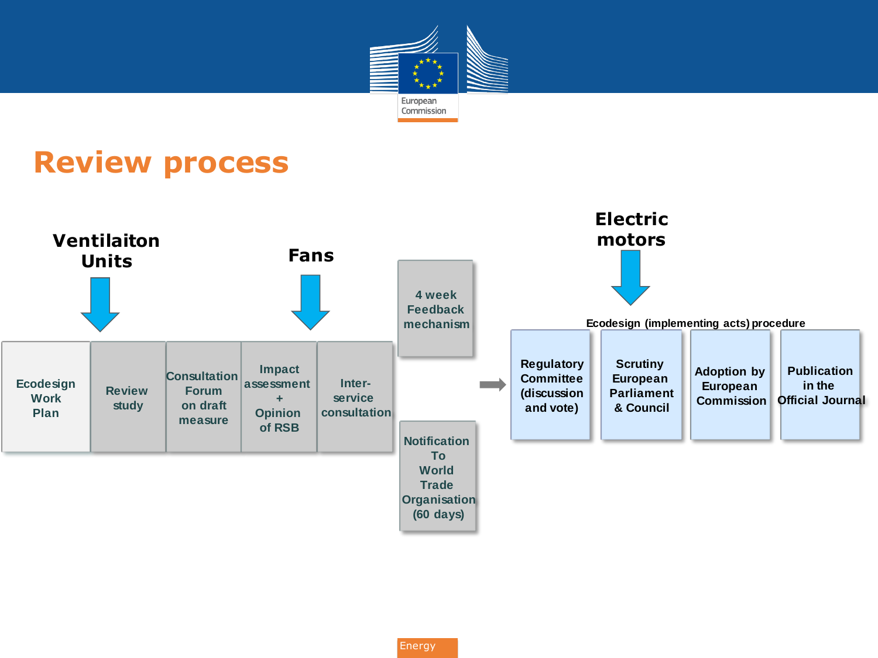# Review process

**Ventilaiton Units** ↓ Review study

**Fans** ↓ Impact assessment + Opinion of RSB

**Electric motors** ↓ Ecodesign (implementing acts) procedure

- Ecodesign Work Plan
- Review study
- Consultation Forum on draft measure
- Impact assessment + Opinion of RSB
- Inter-service consultation
- 4 week Feedback mechanism
- Notification To World Trade Organisation (60 days)

→

**Ecodesign (implementing acts) procedure**

- Regulatory Committee (discussion and vote)
- Scrutiny European Parliament & Council
- Adoption by European Commission
- Publication in the Official Journal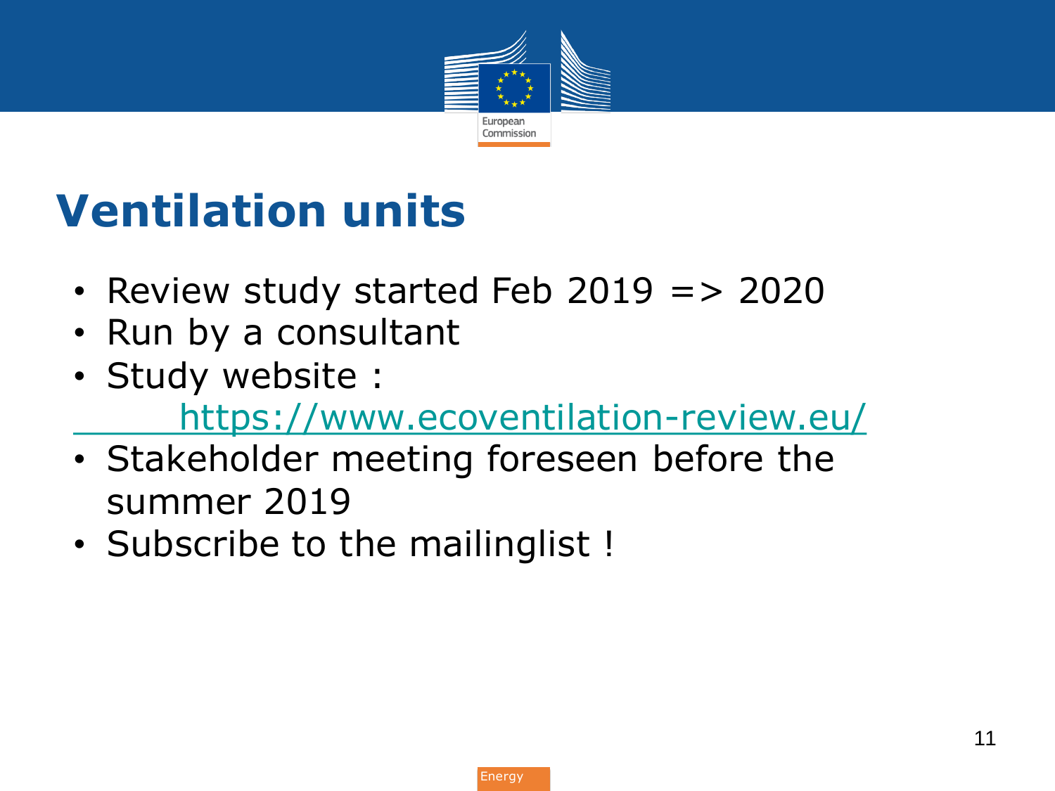# Ventilation units

- Review study started Feb 2019 => 2020
- Run by a consultant
- Study website :
  https://www.ecoventilation-review.eu/
- Stakeholder meeting foreseen before the summer 2019
- Subscribe to the mailinglist !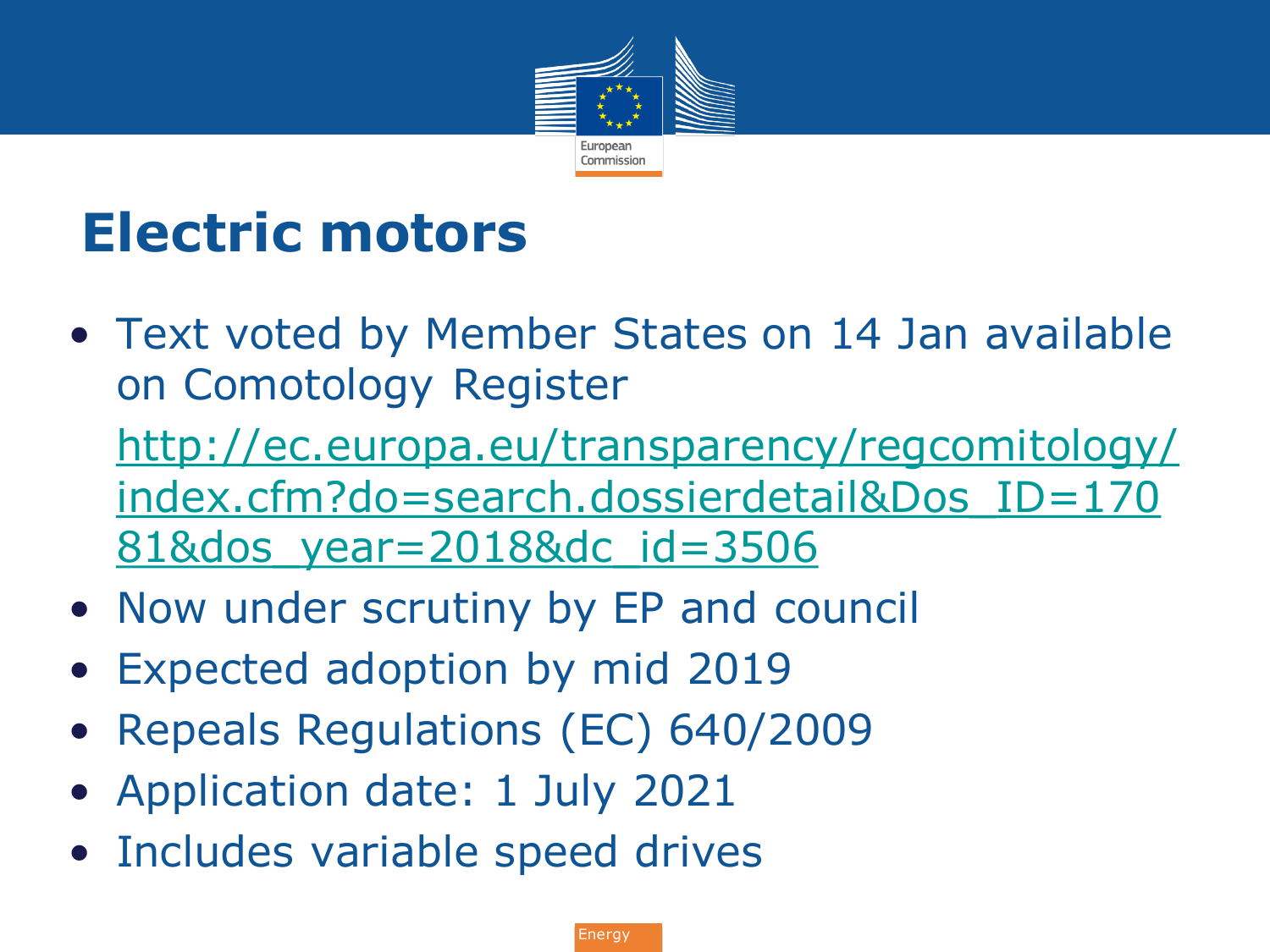# Electric motors

- Text voted by Member States on 14 Jan available on Comotology Register
  http://ec.europa.eu/transparency/regcomitology/index.cfm?do=search.dossierdetail&Dos_ID=17081&dos_year=2018&dc_id=3506
- Now under scrutiny by EP and council
- Expected adoption by mid 2019
- Repeals Regulations (EC) 640/2009
- Application date: 1 July 2021
- Includes variable speed drives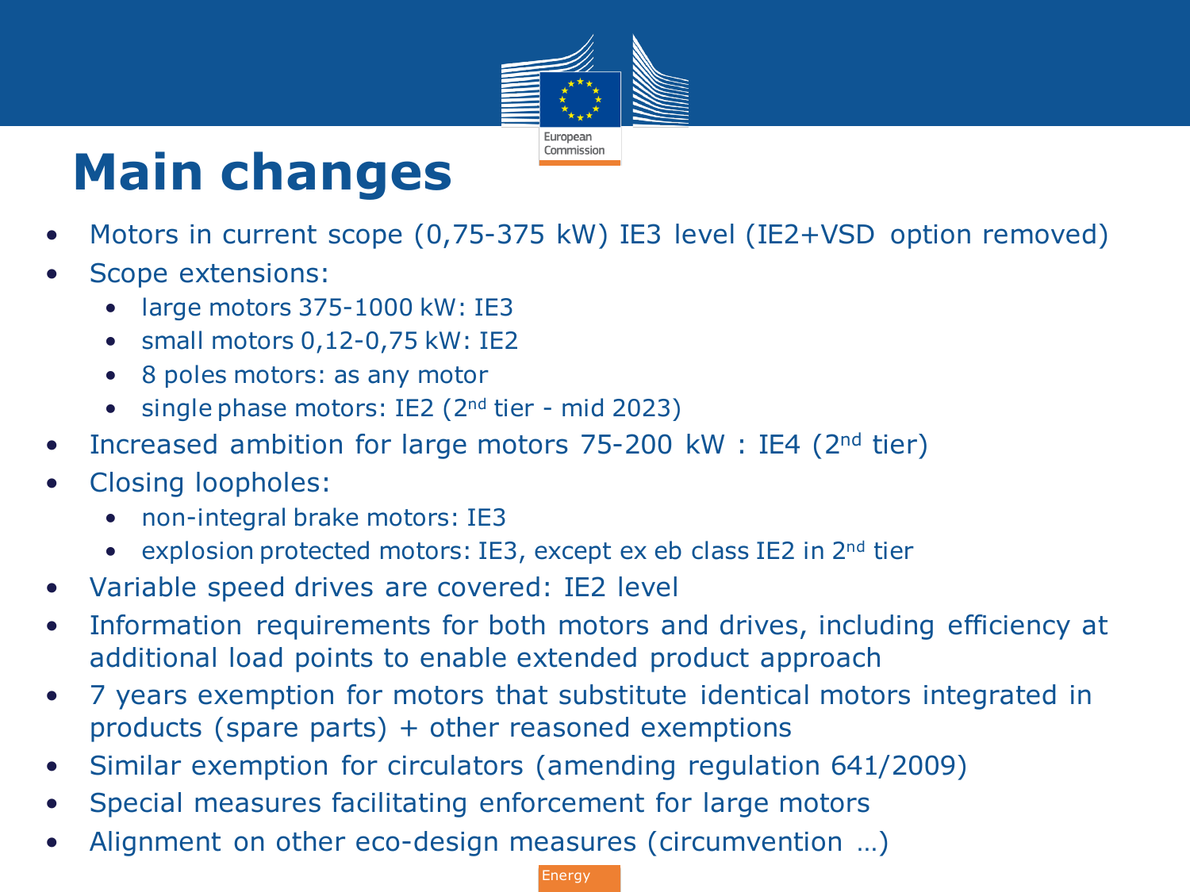# Main changes

- Motors in current scope (0,75-375 kW) IE3 level (IE2+VSD option removed)
- Scope extensions:
  - large motors 375-1000 kW: IE3
  - small motors 0,12-0,75 kW: IE2
  - 8 poles motors: as any motor
  - single phase motors: IE2 (2nd tier - mid 2023)
- Increased ambition for large motors 75-200 kW : IE4 (2nd tier)
- Closing loopholes:
  - non-integral brake motors: IE3
  - explosion protected motors: IE3, except ex eb class IE2 in 2nd tier
- Variable speed drives are covered: IE2 level
- Information requirements for both motors and drives, including efficiency at additional load points to enable extended product approach
- 7 years exemption for motors that substitute identical motors integrated in products (spare parts) + other reasoned exemptions
- Similar exemption for circulators (amending regulation 641/2009)
- Special measures facilitating enforcement for large motors
- Alignment on other eco-design measures (circumvention …)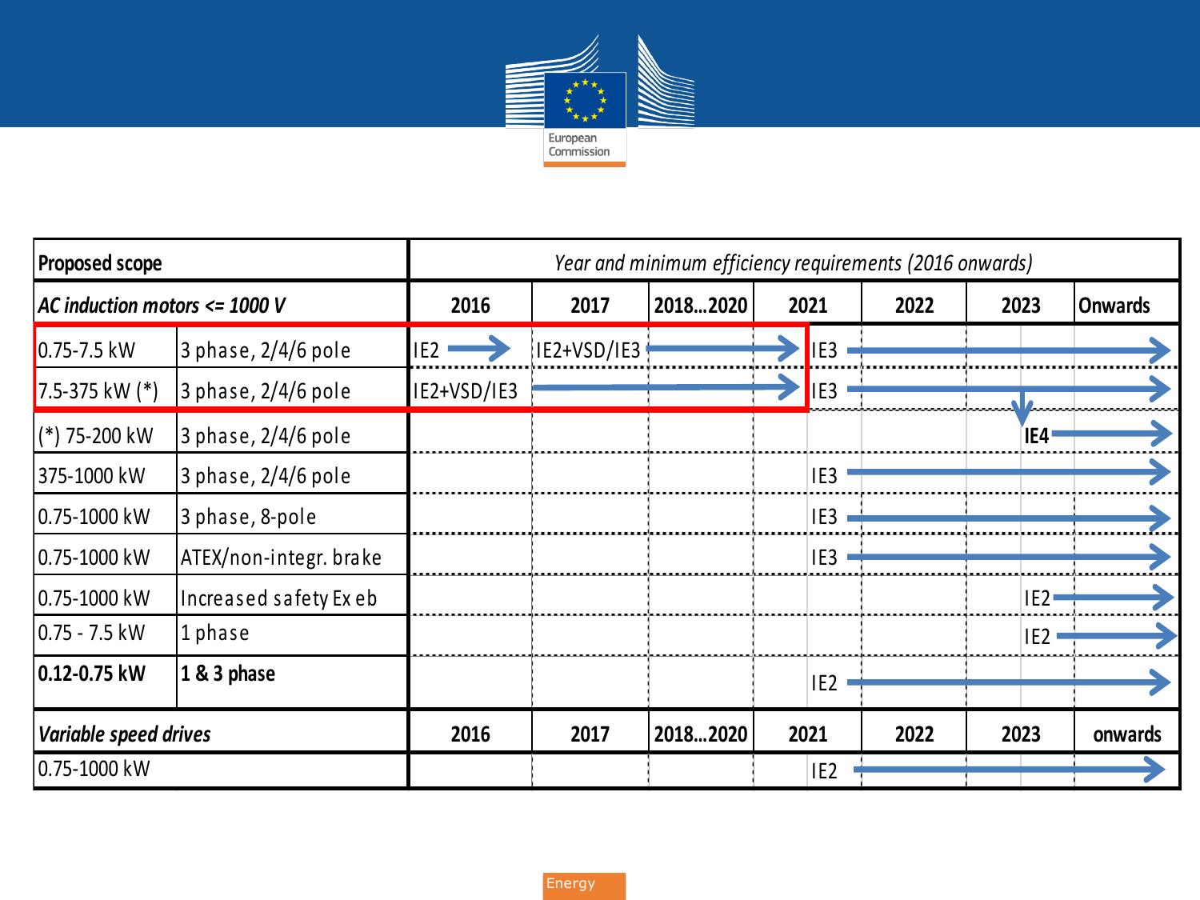| Proposed scope | | Year and minimum efficiency requirements (2016 onwards) | | | | | | |
|---|---|---|---|---|---|---|---|---|
| *AC induction motors <= 1000 V* | | 2016 | 2017 | 2018…2020 | 2021 | 2022 | 2023 | Onwards |
| 0.75-7.5 kW | 3 phase, 2/4/6 pole | IE2 → | IE2+VSD/IE3 → | → | IE3 → | → | → | → |
| 7.5-375 kW (*) | 3 phase, 2/4/6 pole | IE2+VSD/IE3 → | → | → | IE3 → | → | → | → |
| (*) 75-200 kW | 3 phase, 2/4/6 pole | | | | | | IE4 → | → |
| 375-1000 kW | 3 phase, 2/4/6 pole | | | | IE3 → | → | → | → |
| 0.75-1000 kW | 3 phase, 8-pole | | | | IE3 → | → | → | → |
| 0.75-1000 kW | ATEX/non-integr. brake | | | | IE3 → | → | → | → |
| 0.75-1000 kW | Increased safety Ex eb | | | | | | IE2 → | → |
| 0.75 - 7.5 kW | 1 phase | | | | | | IE2 → | → |
| **0.12-0.75 kW** | **1 & 3 phase** | | | | IE2 → | → | → | → |
| *Variable speed drives* | | 2016 | 2017 | 2018…2020 | 2021 | 2022 | 2023 | onwards |
| 0.75-1000 kW | | | | | IE2 → | → | → | → |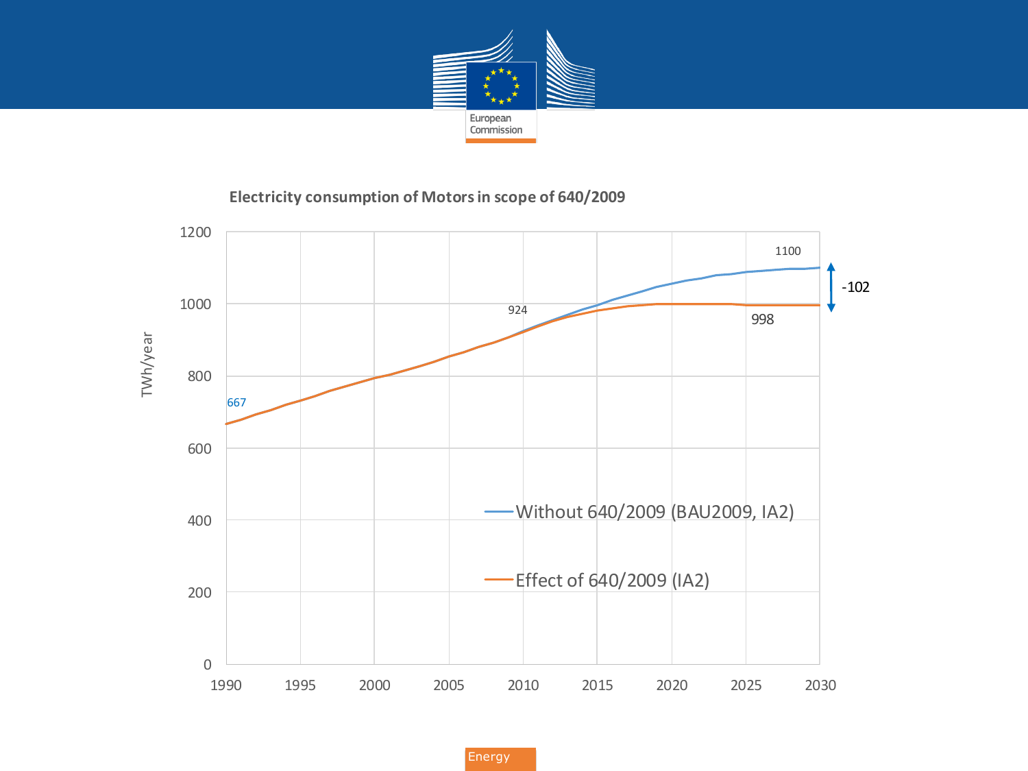**Electricity consumption of Motors in scope of 640/2009**

TWh/year

| Label | Value |
|---|---|
| 1990 | 667 |
| 2010 | 924 |
| 2030 (Without 640/2009) | 1100 |
| 2030 (Effect of 640/2009) | 998 |
| Difference | -102 |

- Without 640/2009 (BAU2009, IA2)
- Effect of 640/2009 (IA2)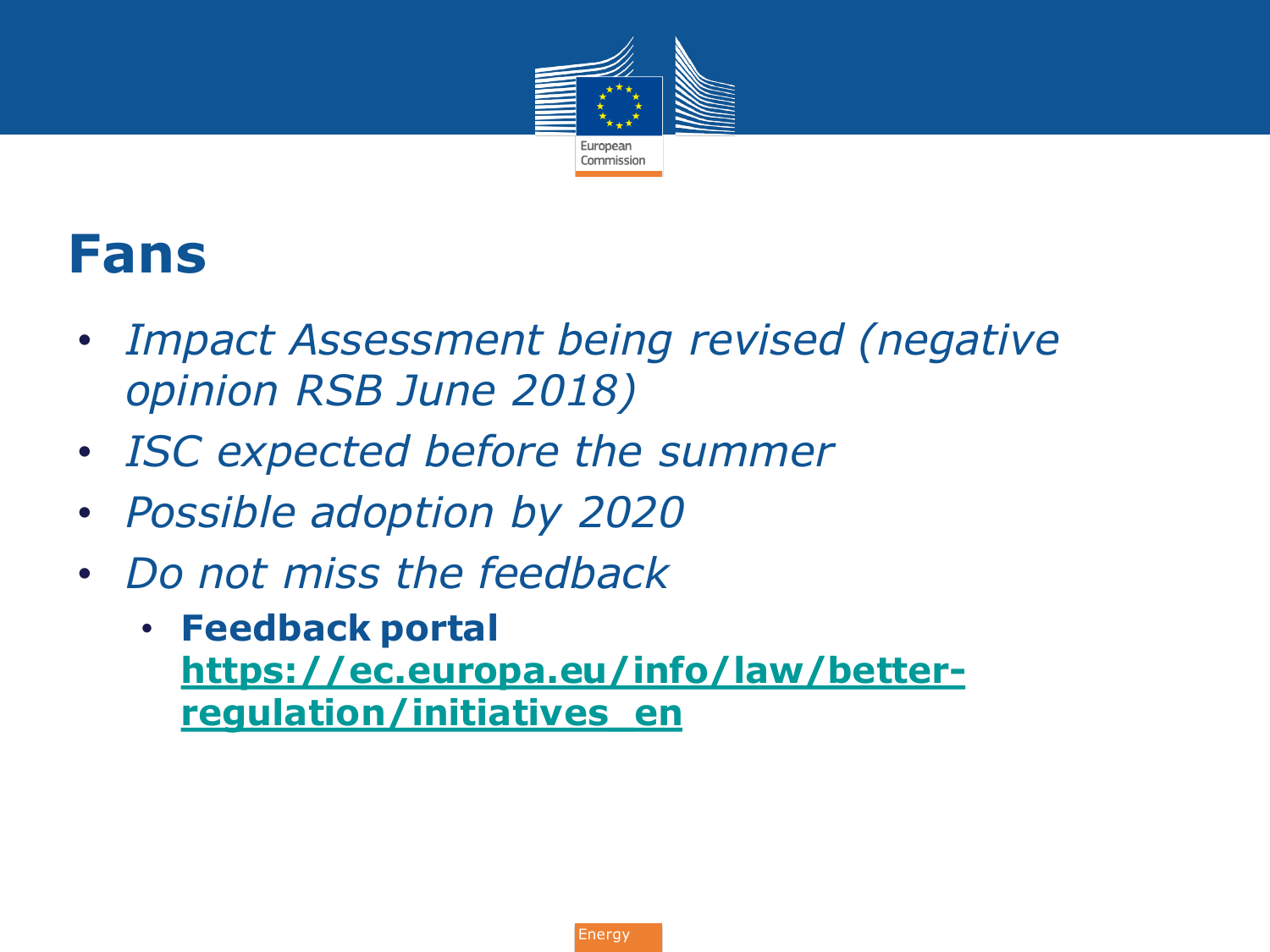# Fans

- *Impact Assessment being revised (negative opinion RSB June 2018)*
- *ISC expected before the summer*
- *Possible adoption by 2020*
- *Do not miss the feedback*
  - **Feedback portal** **[https://ec.europa.eu/info/law/better-regulation/initiatives_en](https://ec.europa.eu/info/law/better-regulation/initiatives_en)**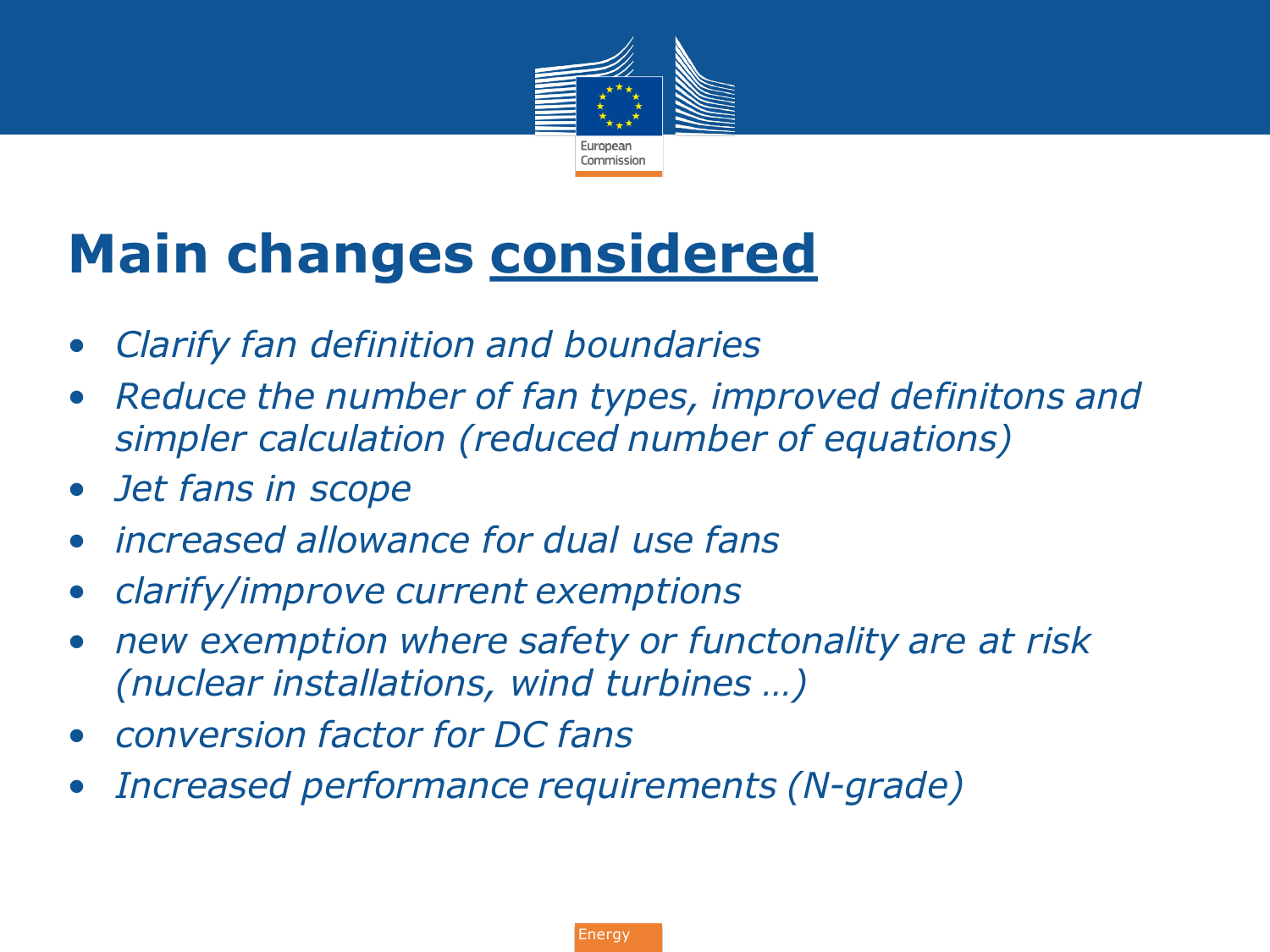# Main changes <u>considered</u>

- *Clarify fan definition and boundaries*
- *Reduce the number of fan types, improved definitons and simpler calculation (reduced number of equations)*
- *Jet fans in scope*
- *increased allowance for dual use fans*
- *clarify/improve current exemptions*
- *new exemption where safety or functonality are at risk (nuclear installations, wind turbines …)*
- *conversion factor for DC fans*
- *Increased performance requirements (N-grade)*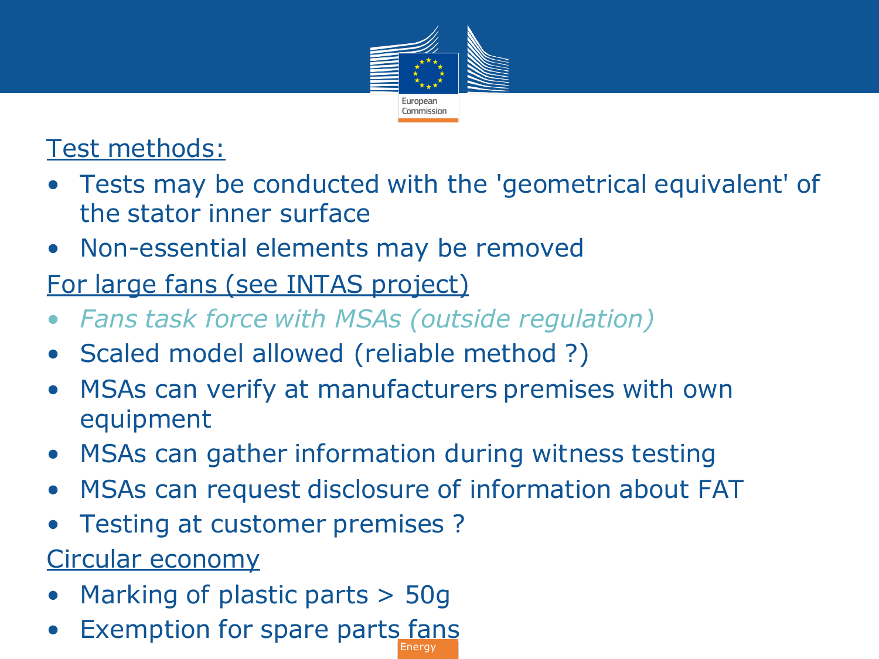Test methods:

- Tests may be conducted with the 'geometrical equivalent' of the stator inner surface
- Non-essential elements may be removed

For large fans (see INTAS project)

- *Fans task force with MSAs (outside regulation)*
- Scaled model allowed (reliable method ?)
- MSAs can verify at manufacturers premises with own equipment
- MSAs can gather information during witness testing
- MSAs can request disclosure of information about FAT
- Testing at customer premises ?

Circular economy

- Marking of plastic parts > 50g
- Exemption for spare parts fans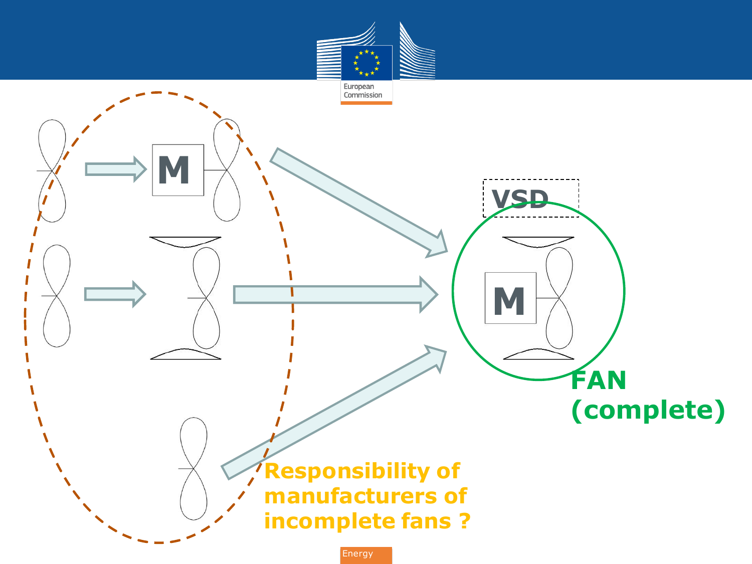VSD

FAN (complete)

Responsibility of manufacturers of incomplete fans ?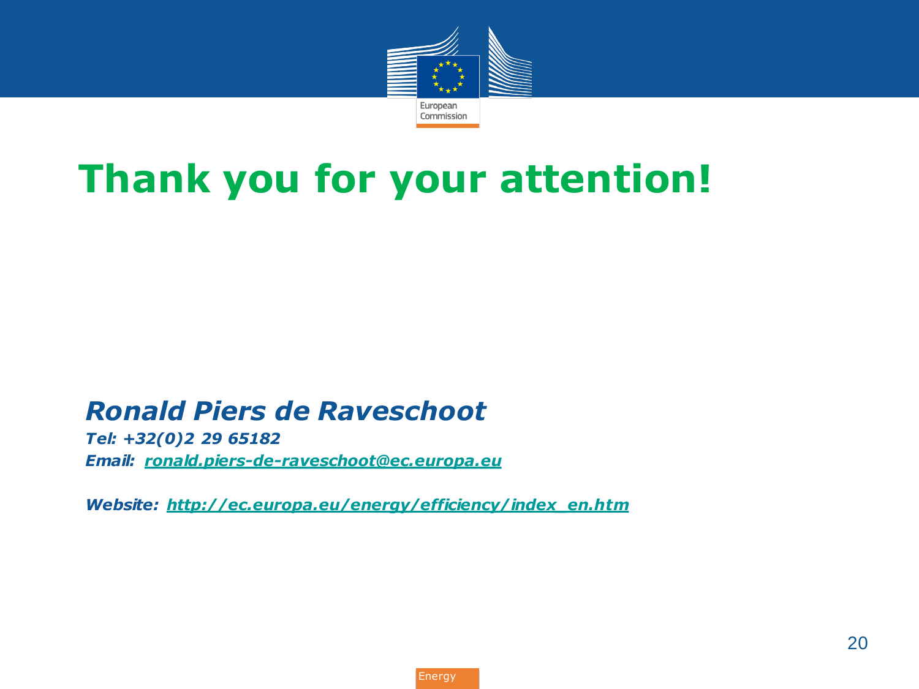# Thank you for your attention!

***Ronald Piers de Raveschoot***

***Tel: +32(0)2 29 65182***

***Email: ronald.piers-de-raveschoot@ec.europa.eu***

***Website: http://ec.europa.eu/energy/efficiency/index_en.htm***